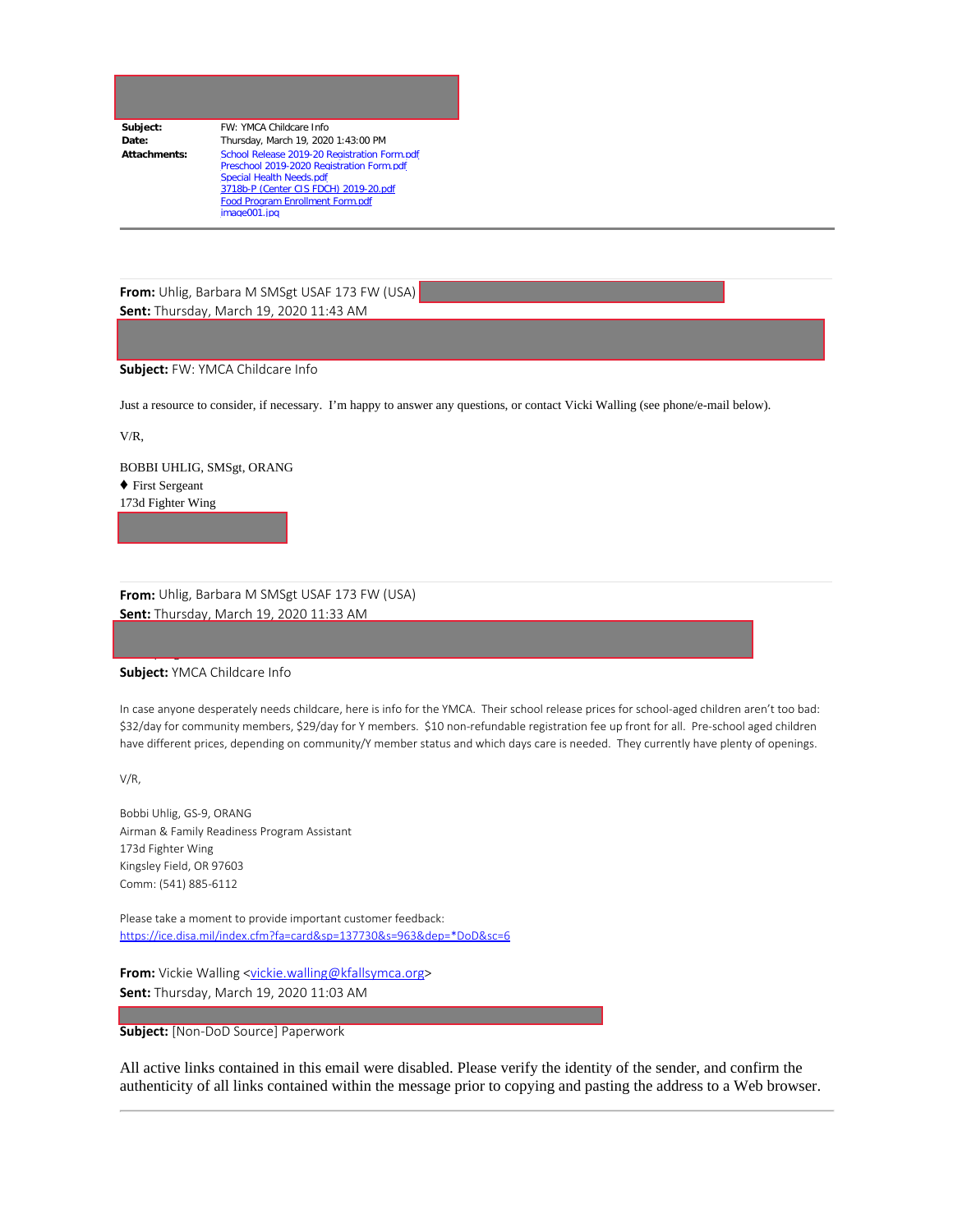| | |
|---|---|
| **Subject:** | FW: YMCA Childcare Info |
| **Date:** | Thursday, March 19, 2020 1:43:00 PM |
| **Attachments:** | School Release 2019-20 Registration Form.pdf<br>Preschool 2019-2020 Registration Form.pdf<br>Special Health Needs.pdf<br>3718b-P (Center CIS FDCH) 2019-20.pdf<br>Food Program Enrollment Form.pdf<br>image001.jpg |

---

**From:** Uhlig, Barbara M SMSgt USAF 173 FW (USA)
**Sent:** Thursday, March 19, 2020 11:43 AM

**Subject:** FW: YMCA Childcare Info

Just a resource to consider, if necessary. I'm happy to answer any questions, or contact Vicki Walling (see phone/e-mail below).

V/R,

BOBBI UHLIG, SMSgt, ORANG
♦ First Sergeant
173d Fighter Wing

**From:** Uhlig, Barbara M SMSgt USAF 173 FW (USA)
**Sent:** Thursday, March 19, 2020 11:33 AM

**Subject:** YMCA Childcare Info

In case anyone desperately needs childcare, here is info for the YMCA. Their school release prices for school-aged children aren't too bad: $32/day for community members, $29/day for Y members. $10 non-refundable registration fee up front for all. Pre-school aged children have different prices, depending on community/Y member status and which days care is needed. They currently have plenty of openings.

V/R,

Bobbi Uhlig, GS-9, ORANG
Airman & Family Readiness Program Assistant
173d Fighter Wing
Kingsley Field, OR 97603
Comm: (541) 885-6112

Please take a moment to provide important customer feedback:
https://ice.disa.mil/index.cfm?fa=card&sp=137730&s=963&dep=*DoD&sc=6

**From:** Vickie Walling <vickie.walling@kfallsymca.org>
**Sent:** Thursday, March 19, 2020 11:03 AM

**Subject:** [Non-DoD Source] Paperwork

All active links contained in this email were disabled. Please verify the identity of the sender, and confirm the authenticity of all links contained within the message prior to copying and pasting the address to a Web browser.

---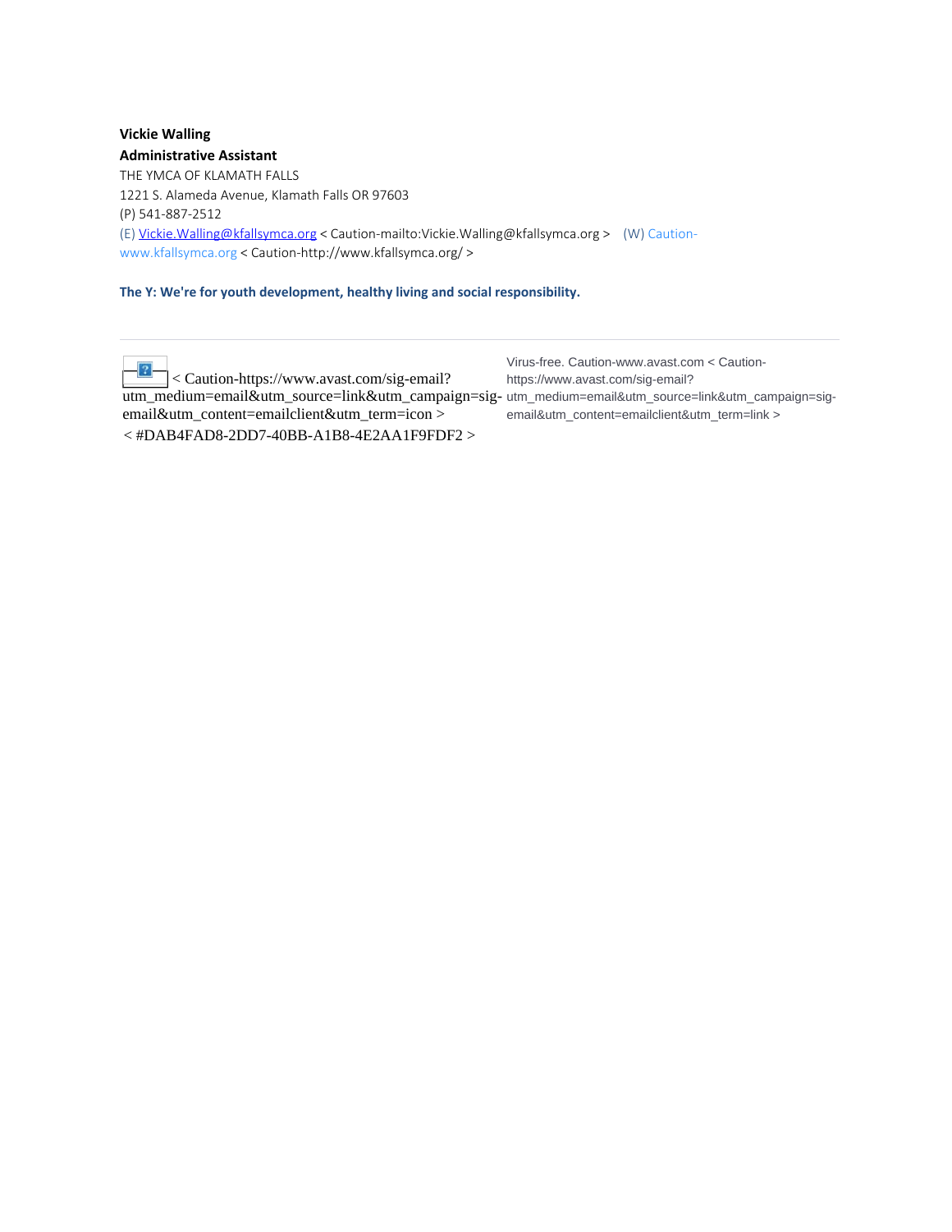**Vickie Walling**
**Administrative Assistant**
THE YMCA OF KLAMATH FALLS
1221 S. Alameda Avenue, Klamath Falls OR 97603
(P) 541-887-2512
(E) Vickie.Walling@kfallsymca.org < Caution-mailto:Vickie.Walling@kfallsymca.org >   (W) Caution-www.kfallsymca.org < Caution-http://www.kfallsymca.org/ >

**The Y: We're for youth development, healthy living and social responsibility.**

---

< Caution-https://www.avast.com/sig-email?utm_medium=email&utm_source=link&utm_campaign=sig-email&utm_content=emailclient&utm_term=icon >

Virus-free. Caution-www.avast.com < Caution-https://www.avast.com/sig-email?utm_medium=email&utm_source=link&utm_campaign=sig-email&utm_content=emailclient&utm_term=link >

< #DAB4FAD8-2DD7-40BB-A1B8-4E2AA1F9FDF2 >